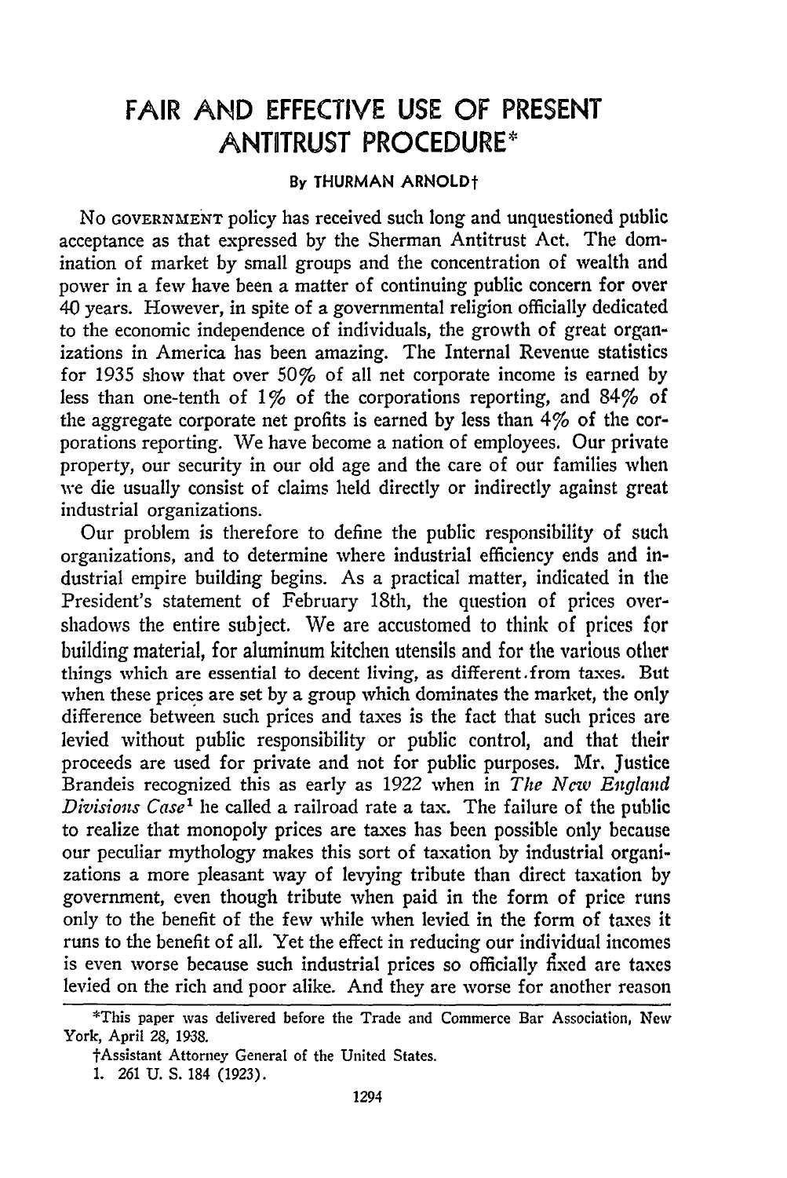# FAIR AND EFFECTIVE USE OF PRESENT ANTITRUST PROCEDURE*

By THURMAN ARNOLD†

NO GOVERNMENT policy has received such long and unquestioned public acceptance as that expressed by the Sherman Antitrust Act. The domination of market by small groups and the concentration of wealth and power in a few have been a matter of continuing public concern for over 40 years. However, in spite of a governmental religion officially dedicated to the economic independence of individuals, the growth of great organizations in America has been amazing. The Internal Revenue statistics for 1935 show that over 50% of all net corporate income is earned by less than one-tenth of 1% of the corporations reporting, and 84% of the aggregate corporate net profits is earned by less than 4% of the corporations reporting. We have become a nation of employees. Our private property, our security in our old age and the care of our families when we die usually consist of claims held directly or indirectly against great industrial organizations.

Our problem is therefore to define the public responsibility of such organizations, and to determine where industrial efficiency ends and industrial empire building begins. As a practical matter, indicated in the President's statement of February 18th, the question of prices overshadows the entire subject. We are accustomed to think of prices for building material, for aluminum kitchen utensils and for the various other things which are essential to decent living, as different from taxes. But when these prices are set by a group which dominates the market, the only difference between such prices and taxes is the fact that such prices are levied without public responsibility or public control, and that their proceeds are used for private and not for public purposes. Mr. Justice Brandeis recognized this as early as 1922 when in *The New England Divisions Case*[1] he called a railroad rate a tax. The failure of the public to realize that monopoly prices are taxes has been possible only because our peculiar mythology makes this sort of taxation by industrial organizations a more pleasant way of levying tribute than direct taxation by government, even though tribute when paid in the form of price runs only to the benefit of the few while when levied in the form of taxes it runs to the benefit of all. Yet the effect in reducing our individual incomes is even worse because such industrial prices so officially fixed are taxes levied on the rich and poor alike. And they are worse for another reason

---

*This paper was delivered before the Trade and Commerce Bar Association, New York, April 28, 1938.

†Assistant Attorney General of the United States.

1. 261 U. S. 184 (1923).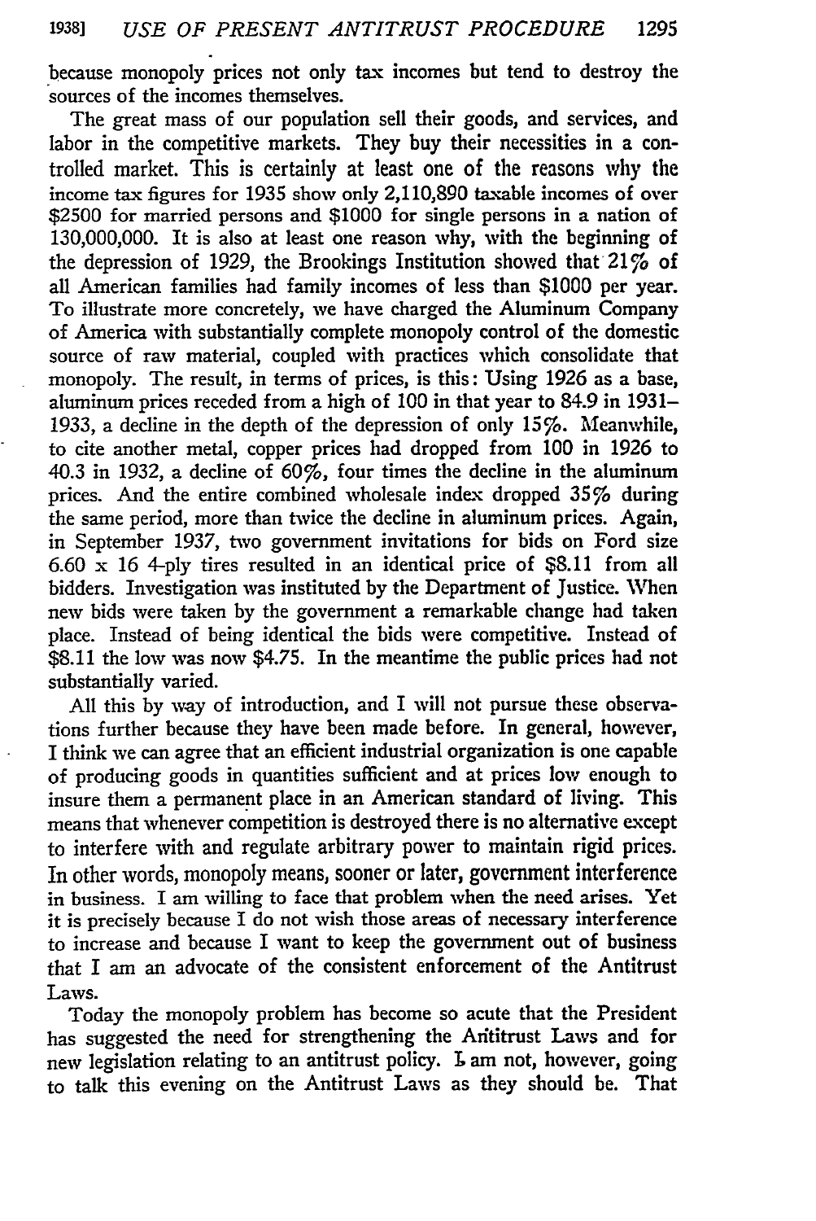because monopoly prices not only tax incomes but tend to destroy the sources of the incomes themselves.

The great mass of our population sell their goods, and services, and labor in the competitive markets. They buy their necessities in a controlled market. This is certainly at least one of the reasons why the income tax figures for 1935 show only 2,110,890 taxable incomes of over $2500 for married persons and $1000 for single persons in a nation of 130,000,000. It is also at least one reason why, with the beginning of the depression of 1929, the Brookings Institution showed that 21% of all American families had family incomes of less than $1000 per year. To illustrate more concretely, we have charged the Aluminum Company of America with substantially complete monopoly control of the domestic source of raw material, coupled with practices which consolidate that monopoly. The result, in terms of prices, is this: Using 1926 as a base, aluminum prices receded from a high of 100 in that year to 84.9 in 1931–1933, a decline in the depth of the depression of only 15%. Meanwhile, to cite another metal, copper prices had dropped from 100 in 1926 to 40.3 in 1932, a decline of 60%, four times the decline in the aluminum prices. And the entire combined wholesale index dropped 35% during the same period, more than twice the decline in aluminum prices. Again, in September 1937, two government invitations for bids on Ford size 6.60 x 16 4-ply tires resulted in an identical price of $8.11 from all bidders. Investigation was instituted by the Department of Justice. When new bids were taken by the government a remarkable change had taken place. Instead of being identical the bids were competitive. Instead of $8.11 the low was now $4.75. In the meantime the public prices had not substantially varied.

All this by way of introduction, and I will not pursue these observations further because they have been made before. In general, however, I think we can agree that an efficient industrial organization is one capable of producing goods in quantities sufficient and at prices low enough to insure them a permanent place in an American standard of living. This means that whenever competition is destroyed there is no alternative except to interfere with and regulate arbitrary power to maintain rigid prices. In other words, monopoly means, sooner or later, government interference in business. I am willing to face that problem when the need arises. Yet it is precisely because I do not wish those areas of necessary interference to increase and because I want to keep the government out of business that I am an advocate of the consistent enforcement of the Antitrust Laws.

Today the monopoly problem has become so acute that the President has suggested the need for strengthening the Antitrust Laws and for new legislation relating to an antitrust policy. I am not, however, going to talk this evening on the Antitrust Laws as they should be. That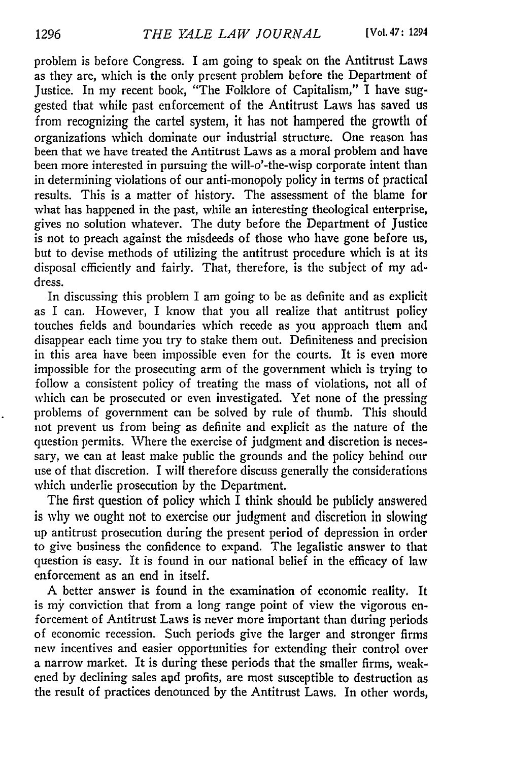problem is before Congress. I am going to speak on the Antitrust Laws as they are, which is the only present problem before the Department of Justice. In my recent book, "The Folklore of Capitalism," I have suggested that while past enforcement of the Antitrust Laws has saved us from recognizing the cartel system, it has not hampered the growth of organizations which dominate our industrial structure. One reason has been that we have treated the Antitrust Laws as a moral problem and have been more interested in pursuing the will-o'-the-wisp corporate intent than in determining violations of our anti-monopoly policy in terms of practical results. This is a matter of history. The assessment of the blame for what has happened in the past, while an interesting theological enterprise, gives no solution whatever. The duty before the Department of Justice is not to preach against the misdeeds of those who have gone before us, but to devise methods of utilizing the antitrust procedure which is at its disposal efficiently and fairly. That, therefore, is the subject of my address.

In discussing this problem I am going to be as definite and as explicit as I can. However, I know that you all realize that antitrust policy touches fields and boundaries which recede as you approach them and disappear each time you try to stake them out. Definiteness and precision in this area have been impossible even for the courts. It is even more impossible for the prosecuting arm of the government which is trying to follow a consistent policy of treating the mass of violations, not all of which can be prosecuted or even investigated. Yet none of the pressing problems of government can be solved by rule of thumb. This should not prevent us from being as definite and explicit as the nature of the question permits. Where the exercise of judgment and discretion is necessary, we can at least make public the grounds and the policy behind our use of that discretion. I will therefore discuss generally the considerations which underlie prosecution by the Department.

The first question of policy which I think should be publicly answered is why we ought not to exercise our judgment and discretion in slowing up antitrust prosecution during the present period of depression in order to give business the confidence to expand. The legalistic answer to that question is easy. It is found in our national belief in the efficacy of law enforcement as an end in itself.

A better answer is found in the examination of economic reality. It is my conviction that from a long range point of view the vigorous enforcement of Antitrust Laws is never more important than during periods of economic recession. Such periods give the larger and stronger firms new incentives and easier opportunities for extending their control over a narrow market. It is during these periods that the smaller firms, weakened by declining sales and profits, are most susceptible to destruction as the result of practices denounced by the Antitrust Laws. In other words,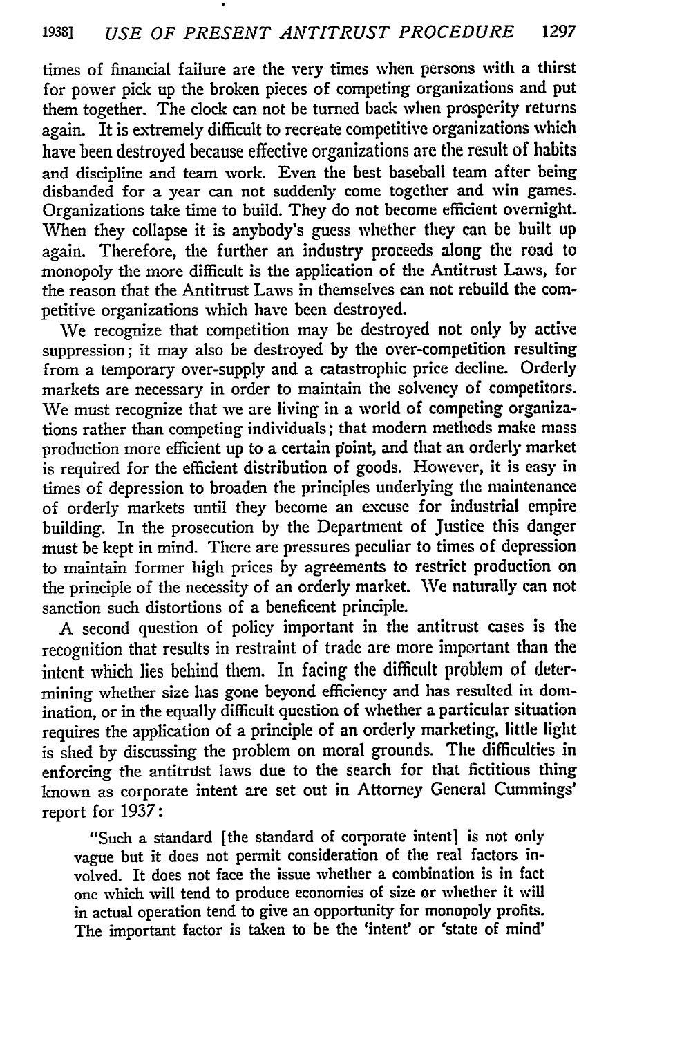times of financial failure are the very times when persons with a thirst for power pick up the broken pieces of competing organizations and put them together. The clock can not be turned back when prosperity returns again. It is extremely difficult to recreate competitive organizations which have been destroyed because effective organizations are the result of habits and discipline and team work. Even the best baseball team after being disbanded for a year can not suddenly come together and win games. Organizations take time to build. They do not become efficient overnight. When they collapse it is anybody's guess whether they can be built up again. Therefore, the further an industry proceeds along the road to monopoly the more difficult is the application of the Antitrust Laws, for the reason that the Antitrust Laws in themselves can not rebuild the competitive organizations which have been destroyed.

We recognize that competition may be destroyed not only by active suppression; it may also be destroyed by the over-competition resulting from a temporary over-supply and a catastrophic price decline. Orderly markets are necessary in order to maintain the solvency of competitors. We must recognize that we are living in a world of competing organizations rather than competing individuals; that modern methods make mass production more efficient up to a certain point, and that an orderly market is required for the efficient distribution of goods. However, it is easy in times of depression to broaden the principles underlying the maintenance of orderly markets until they become an excuse for industrial empire building. In the prosecution by the Department of Justice this danger must be kept in mind. There are pressures peculiar to times of depression to maintain former high prices by agreements to restrict production on the principle of the necessity of an orderly market. We naturally can not sanction such distortions of a beneficent principle.

A second question of policy important in the antitrust cases is the recognition that results in restraint of trade are more important than the intent which lies behind them. In facing the difficult problem of determining whether size has gone beyond efficiency and has resulted in domination, or in the equally difficult question of whether a particular situation requires the application of a principle of an orderly marketing, little light is shed by discussing the problem on moral grounds. The difficulties in enforcing the antitrust laws due to the search for that fictitious thing known as corporate intent are set out in Attorney General Cummings' report for 1937:

> "Such a standard [the standard of corporate intent] is not only vague but it does not permit consideration of the real factors involved. It does not face the issue whether a combination is in fact one which will tend to produce economies of size or whether it will in actual operation tend to give an opportunity for monopoly profits. The important factor is taken to be the 'intent' or 'state of mind'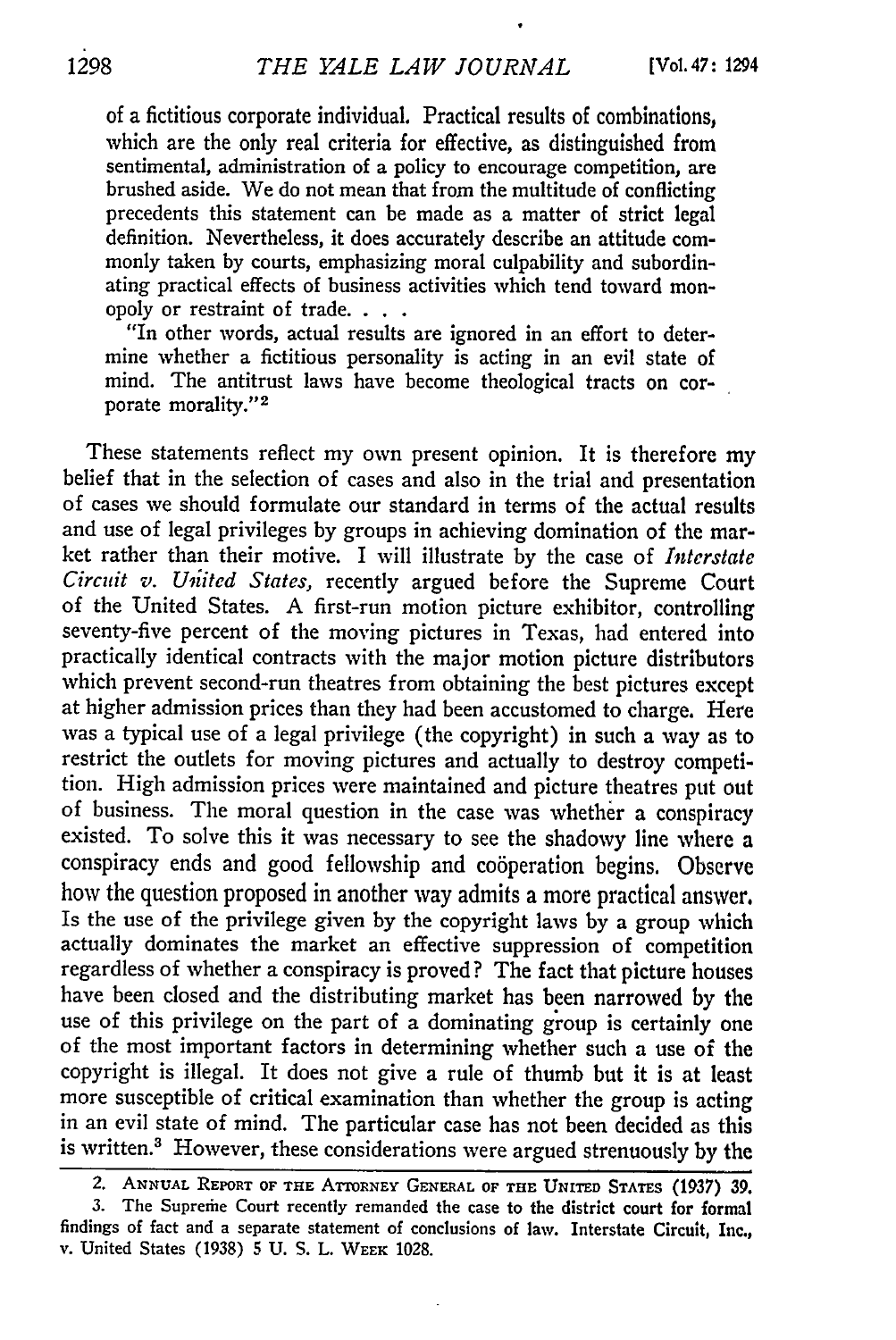of a fictitious corporate individual. Practical results of combinations, which are the only real criteria for effective, as distinguished from sentimental, administration of a policy to encourage competition, are brushed aside. We do not mean that from the multitude of conflicting precedents this statement can be made as a matter of strict legal definition. Nevertheless, it does accurately describe an attitude commonly taken by courts, emphasizing moral culpability and subordinating practical effects of business activities which tend toward monopoly or restraint of trade. . . .

"In other words, actual results are ignored in an effort to determine whether a fictitious personality is acting in an evil state of mind. The antitrust laws have become theological tracts on corporate morality."[2]

These statements reflect my own present opinion. It is therefore my belief that in the selection of cases and also in the trial and presentation of cases we should formulate our standard in terms of the actual results and use of legal privileges by groups in achieving domination of the market rather than their motive. I will illustrate by the case of *Interstate Circuit v. United States,* recently argued before the Supreme Court of the United States. A first-run motion picture exhibitor, controlling seventy-five percent of the moving pictures in Texas, had entered into practically identical contracts with the major motion picture distributors which prevent second-run theatres from obtaining the best pictures except at higher admission prices than they had been accustomed to charge. Here was a typical use of a legal privilege (the copyright) in such a way as to restrict the outlets for moving pictures and actually to destroy competition. High admission prices were maintained and picture theatres put out of business. The moral question in the case was whether a conspiracy existed. To solve this it was necessary to see the shadowy line where a conspiracy ends and good fellowship and coöperation begins. Observe how the question proposed in another way admits a more practical answer. Is the use of the privilege given by the copyright laws by a group which actually dominates the market an effective suppression of competition regardless of whether a conspiracy is proved? The fact that picture houses have been closed and the distributing market has been narrowed by the use of this privilege on the part of a dominating group is certainly one of the most important factors in determining whether such a use of the copyright is illegal. It does not give a rule of thumb but it is at least more susceptible of critical examination than whether the group is acting in an evil state of mind. The particular case has not been decided as this is written.[3] However, these considerations were argued strenuously by the

---

2. Annual Report of the Attorney General of the United States (1937) 39.

3. The Supreme Court recently remanded the case to the district court for formal findings of fact and a separate statement of conclusions of law. Interstate Circuit, Inc., v. United States (1938) 5 U. S. L. Week 1028.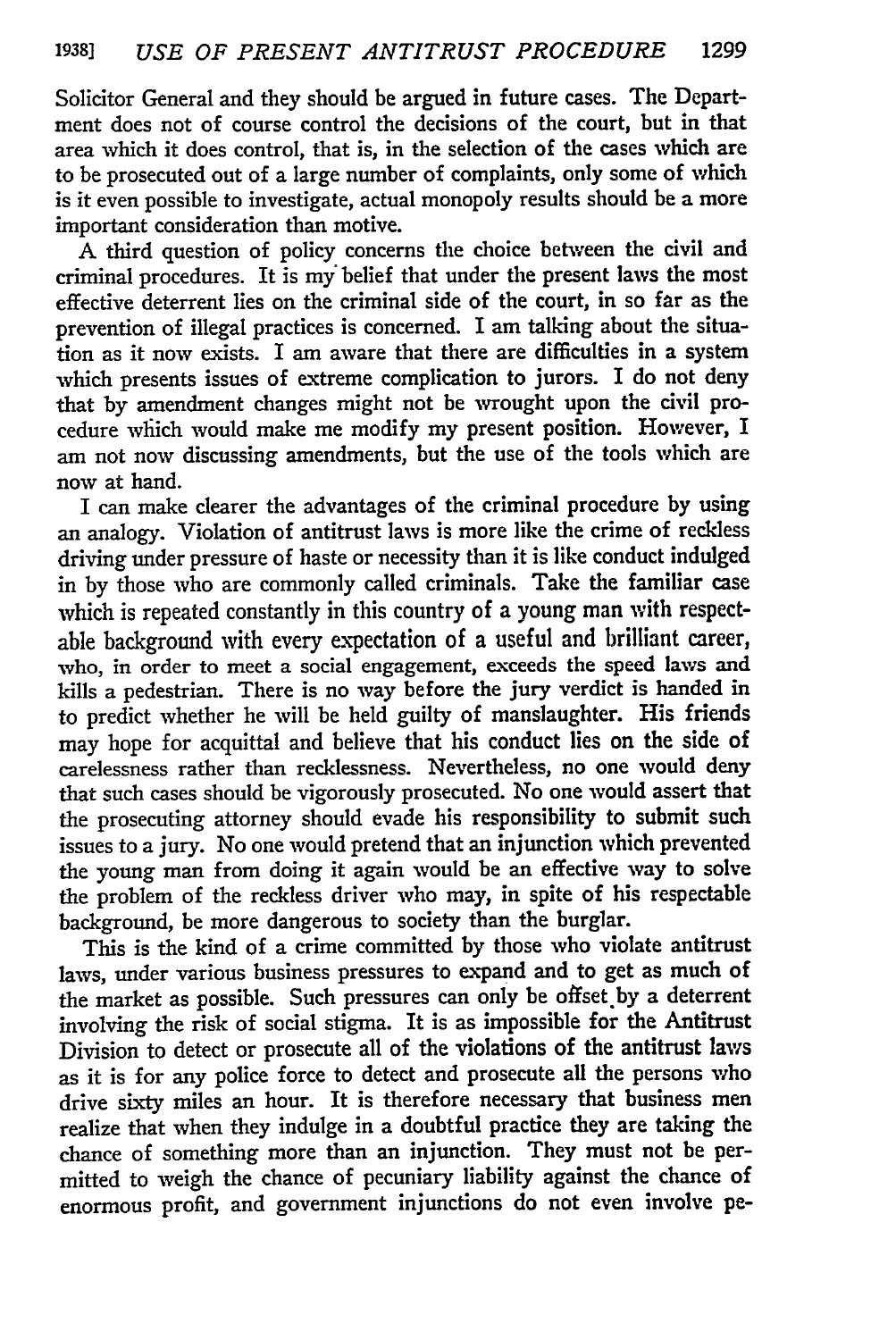Solicitor General and they should be argued in future cases. The Department does not of course control the decisions of the court, but in that area which it does control, that is, in the selection of the cases which are to be prosecuted out of a large number of complaints, only some of which is it even possible to investigate, actual monopoly results should be a more important consideration than motive.

A third question of policy concerns the choice between the civil and criminal procedures. It is my belief that under the present laws the most effective deterrent lies on the criminal side of the court, in so far as the prevention of illegal practices is concerned. I am talking about the situation as it now exists. I am aware that there are difficulties in a system which presents issues of extreme complication to jurors. I do not deny that by amendment changes might not be wrought upon the civil procedure which would make me modify my present position. However, I am not now discussing amendments, but the use of the tools which are now at hand.

I can make clearer the advantages of the criminal procedure by using an analogy. Violation of antitrust laws is more like the crime of reckless driving under pressure of haste or necessity than it is like conduct indulged in by those who are commonly called criminals. Take the familiar case which is repeated constantly in this country of a young man with respectable background with every expectation of a useful and brilliant career, who, in order to meet a social engagement, exceeds the speed laws and kills a pedestrian. There is no way before the jury verdict is handed in to predict whether he will be held guilty of manslaughter. His friends may hope for acquittal and believe that his conduct lies on the side of carelessness rather than recklessness. Nevertheless, no one would deny that such cases should be vigorously prosecuted. No one would assert that the prosecuting attorney should evade his responsibility to submit such issues to a jury. No one would pretend that an injunction which prevented the young man from doing it again would be an effective way to solve the problem of the reckless driver who may, in spite of his respectable background, be more dangerous to society than the burglar.

This is the kind of a crime committed by those who violate antitrust laws, under various business pressures to expand and to get as much of the market as possible. Such pressures can only be offset by a deterrent involving the risk of social stigma. It is as impossible for the Antitrust Division to detect or prosecute all of the violations of the antitrust laws as it is for any police force to detect and prosecute all the persons who drive sixty miles an hour. It is therefore necessary that business men realize that when they indulge in a doubtful practice they are taking the chance of something more than an injunction. They must not be permitted to weigh the chance of pecuniary liability against the chance of enormous profit, and government injunctions do not even involve pe-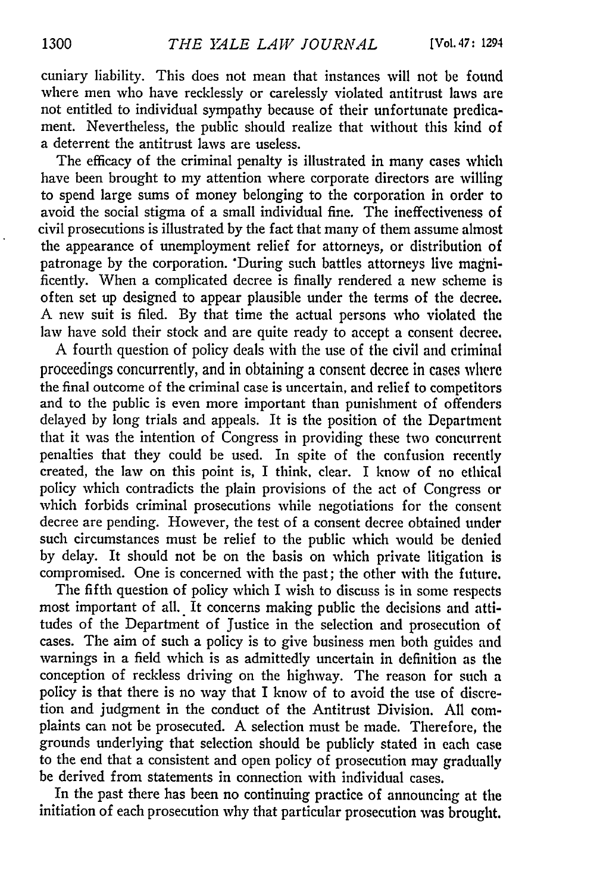cuniary liability. This does not mean that instances will not be found where men who have recklessly or carelessly violated antitrust laws are not entitled to individual sympathy because of their unfortunate predicament. Nevertheless, the public should realize that without this kind of a deterrent the antitrust laws are useless.

The efficacy of the criminal penalty is illustrated in many cases which have been brought to my attention where corporate directors are willing to spend large sums of money belonging to the corporation in order to avoid the social stigma of a small individual fine. The ineffectiveness of civil prosecutions is illustrated by the fact that many of them assume almost the appearance of unemployment relief for attorneys, or distribution of patronage by the corporation. During such battles attorneys live magnificently. When a complicated decree is finally rendered a new scheme is often set up designed to appear plausible under the terms of the decree. A new suit is filed. By that time the actual persons who violated the law have sold their stock and are quite ready to accept a consent decree.

A fourth question of policy deals with the use of the civil and criminal proceedings concurrently, and in obtaining a consent decree in cases where the final outcome of the criminal case is uncertain, and relief to competitors and to the public is even more important than punishment of offenders delayed by long trials and appeals. It is the position of the Department that it was the intention of Congress in providing these two concurrent penalties that they could be used. In spite of the confusion recently created, the law on this point is, I think, clear. I know of no ethical policy which contradicts the plain provisions of the act of Congress or which forbids criminal prosecutions while negotiations for the consent decree are pending. However, the test of a consent decree obtained under such circumstances must be relief to the public which would be denied by delay. It should not be on the basis on which private litigation is compromised. One is concerned with the past; the other with the future.

The fifth question of policy which I wish to discuss is in some respects most important of all. It concerns making public the decisions and attitudes of the Department of Justice in the selection and prosecution of cases. The aim of such a policy is to give business men both guides and warnings in a field which is as admittedly uncertain in definition as the conception of reckless driving on the highway. The reason for such a policy is that there is no way that I know of to avoid the use of discretion and judgment in the conduct of the Antitrust Division. All complaints can not be prosecuted. A selection must be made. Therefore, the grounds underlying that selection should be publicly stated in each case to the end that a consistent and open policy of prosecution may gradually be derived from statements in connection with individual cases.

In the past there has been no continuing practice of announcing at the initiation of each prosecution why that particular prosecution was brought.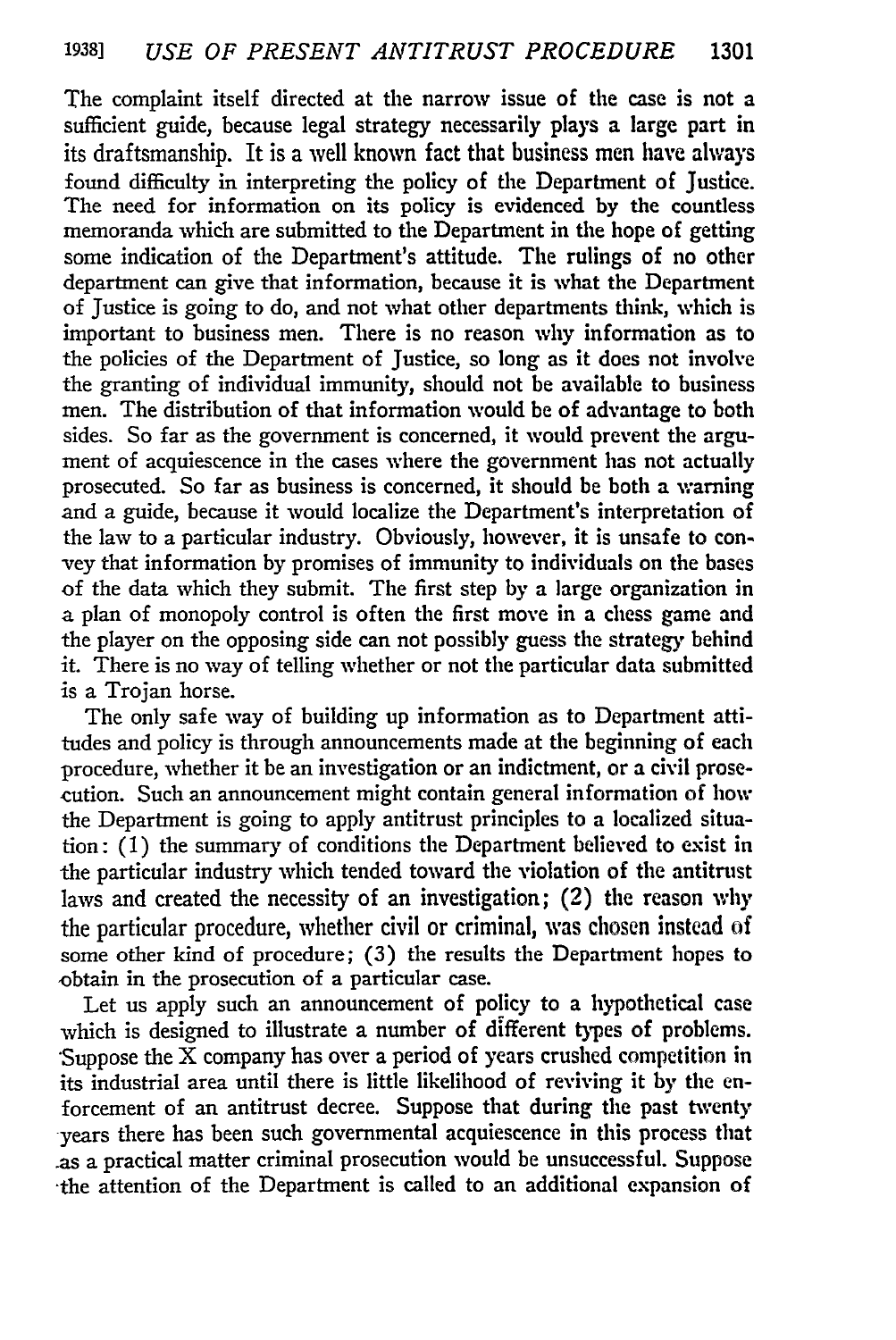The complaint itself directed at the narrow issue of the case is not a sufficient guide, because legal strategy necessarily plays a large part in its draftsmanship. It is a well known fact that business men have always found difficulty in interpreting the policy of the Department of Justice. The need for information on its policy is evidenced by the countless memoranda which are submitted to the Department in the hope of getting some indication of the Department's attitude. The rulings of no other department can give that information, because it is what the Department of Justice is going to do, and not what other departments think, which is important to business men. There is no reason why information as to the policies of the Department of Justice, so long as it does not involve the granting of individual immunity, should not be available to business men. The distribution of that information would be of advantage to both sides. So far as the government is concerned, it would prevent the argument of acquiescence in the cases where the government has not actually prosecuted. So far as business is concerned, it should be both a warning and a guide, because it would localize the Department's interpretation of the law to a particular industry. Obviously, however, it is unsafe to convey that information by promises of immunity to individuals on the bases of the data which they submit. The first step by a large organization in a plan of monopoly control is often the first move in a chess game and the player on the opposing side can not possibly guess the strategy behind it. There is no way of telling whether or not the particular data submitted is a Trojan horse.

The only safe way of building up information as to Department attitudes and policy is through announcements made at the beginning of each procedure, whether it be an investigation or an indictment, or a civil prosecution. Such an announcement might contain general information of how the Department is going to apply antitrust principles to a localized situation: (1) the summary of conditions the Department believed to exist in the particular industry which tended toward the violation of the antitrust laws and created the necessity of an investigation; (2) the reason why the particular procedure, whether civil or criminal, was chosen instead of some other kind of procedure; (3) the results the Department hopes to obtain in the prosecution of a particular case.

Let us apply such an announcement of policy to a hypothetical case which is designed to illustrate a number of different types of problems. Suppose the X company has over a period of years crushed competition in its industrial area until there is little likelihood of reviving it by the enforcement of an antitrust decree. Suppose that during the past twenty years there has been such governmental acquiescence in this process that as a practical matter criminal prosecution would be unsuccessful. Suppose the attention of the Department is called to an additional expansion of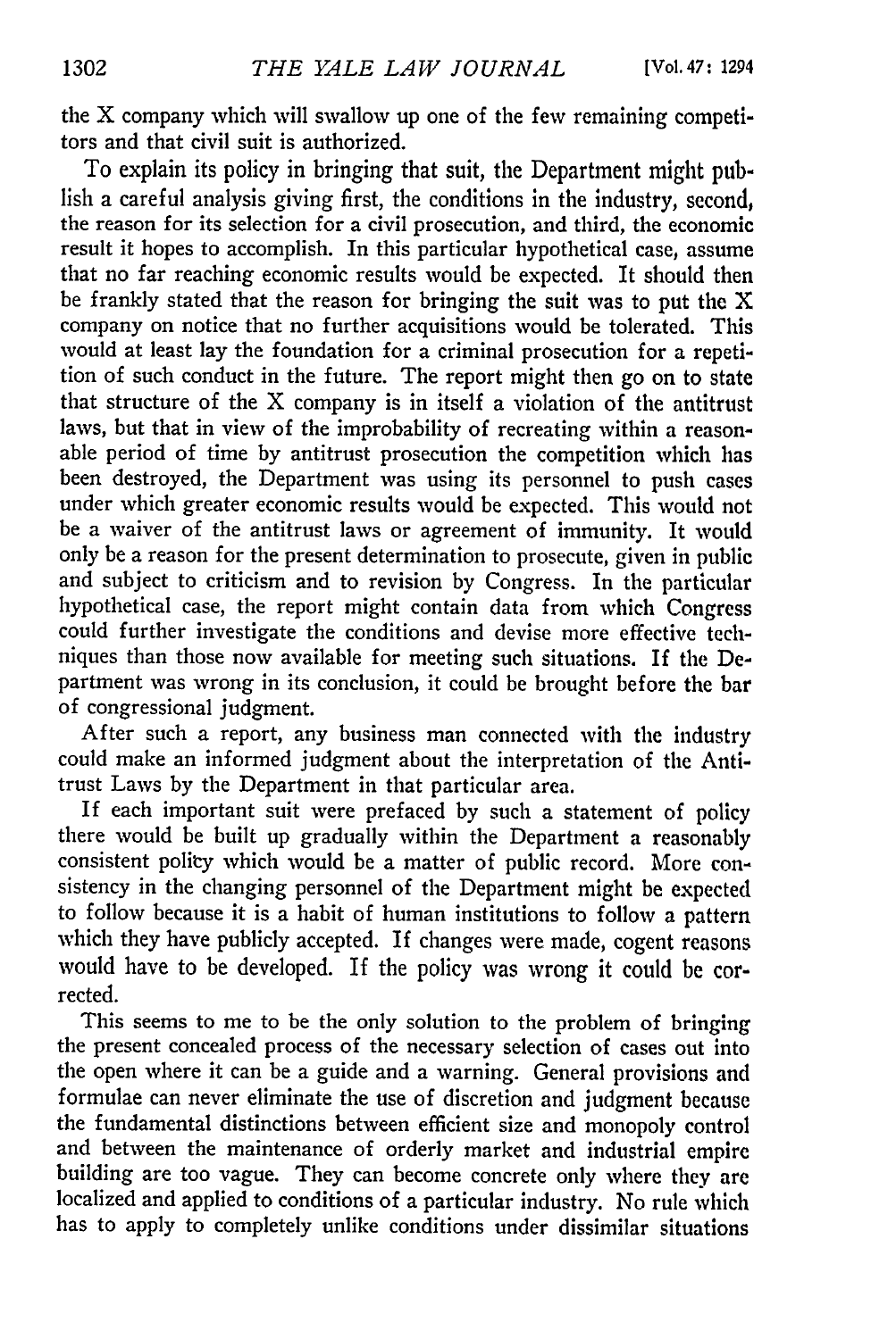the X company which will swallow up one of the few remaining competitors and that civil suit is authorized.

To explain its policy in bringing that suit, the Department might publish a careful analysis giving first, the conditions in the industry, second, the reason for its selection for a civil prosecution, and third, the economic result it hopes to accomplish. In this particular hypothetical case, assume that no far reaching economic results would be expected. It should then be frankly stated that the reason for bringing the suit was to put the X company on notice that no further acquisitions would be tolerated. This would at least lay the foundation for a criminal prosecution for a repetition of such conduct in the future. The report might then go on to state that structure of the X company is in itself a violation of the antitrust laws, but that in view of the improbability of recreating within a reasonable period of time by antitrust prosecution the competition which has been destroyed, the Department was using its personnel to push cases under which greater economic results would be expected. This would not be a waiver of the antitrust laws or agreement of immunity. It would only be a reason for the present determination to prosecute, given in public and subject to criticism and to revision by Congress. In the particular hypothetical case, the report might contain data from which Congress could further investigate the conditions and devise more effective techniques than those now available for meeting such situations. If the Department was wrong in its conclusion, it could be brought before the bar of congressional judgment.

After such a report, any business man connected with the industry could make an informed judgment about the interpretation of the Antitrust Laws by the Department in that particular area.

If each important suit were prefaced by such a statement of policy there would be built up gradually within the Department a reasonably consistent policy which would be a matter of public record. More consistency in the changing personnel of the Department might be expected to follow because it is a habit of human institutions to follow a pattern which they have publicly accepted. If changes were made, cogent reasons would have to be developed. If the policy was wrong it could be corrected.

This seems to me to be the only solution to the problem of bringing the present concealed process of the necessary selection of cases out into the open where it can be a guide and a warning. General provisions and formulae can never eliminate the use of discretion and judgment because the fundamental distinctions between efficient size and monopoly control and between the maintenance of orderly market and industrial empire building are too vague. They can become concrete only where they are localized and applied to conditions of a particular industry. No rule which has to apply to completely unlike conditions under dissimilar situations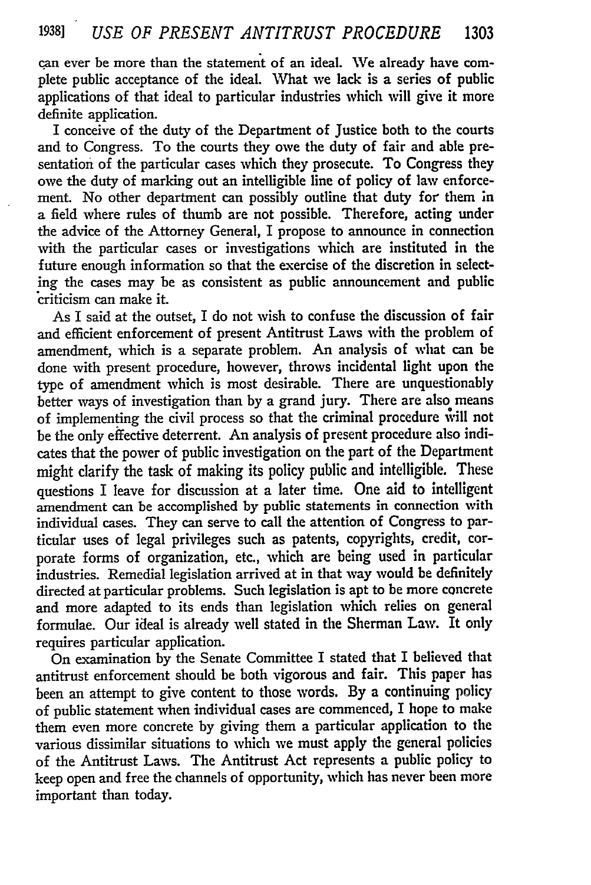can ever be more than the statement of an ideal. We already have complete public acceptance of the ideal. What we lack is a series of public applications of that ideal to particular industries which will give it more definite application.

I conceive of the duty of the Department of Justice both to the courts and to Congress. To the courts they owe the duty of fair and able presentation of the particular cases which they prosecute. To Congress they owe the duty of marking out an intelligible line of policy of law enforcement. No other department can possibly outline that duty for them in a field where rules of thumb are not possible. Therefore, acting under the advice of the Attorney General, I propose to announce in connection with the particular cases or investigations which are instituted in the future enough information so that the exercise of the discretion in selecting the cases may be as consistent as public announcement and public criticism can make it.

As I said at the outset, I do not wish to confuse the discussion of fair and efficient enforcement of present Antitrust Laws with the problem of amendment, which is a separate problem. An analysis of what can be done with present procedure, however, throws incidental light upon the type of amendment which is most desirable. There are unquestionably better ways of investigation than by a grand jury. There are also means of implementing the civil process so that the criminal procedure will not be the only effective deterrent. An analysis of present procedure also indicates that the power of public investigation on the part of the Department might clarify the task of making its policy public and intelligible. These questions I leave for discussion at a later time. One aid to intelligent amendment can be accomplished by public statements in connection with individual cases. They can serve to call the attention of Congress to particular uses of legal privileges such as patents, copyrights, credit, corporate forms of organization, etc., which are being used in particular industries. Remedial legislation arrived at in that way would be definitely directed at particular problems. Such legislation is apt to be more concrete and more adapted to its ends than legislation which relies on general formulae. Our ideal is already well stated in the Sherman Law. It only requires particular application.

On examination by the Senate Committee I stated that I believed that antitrust enforcement should be both vigorous and fair. This paper has been an attempt to give content to those words. By a continuing policy of public statement when individual cases are commenced, I hope to make them even more concrete by giving them a particular application to the various dissimilar situations to which we must apply the general policies of the Antitrust Laws. The Antitrust Act represents a public policy to keep open and free the channels of opportunity, which has never been more important than today.